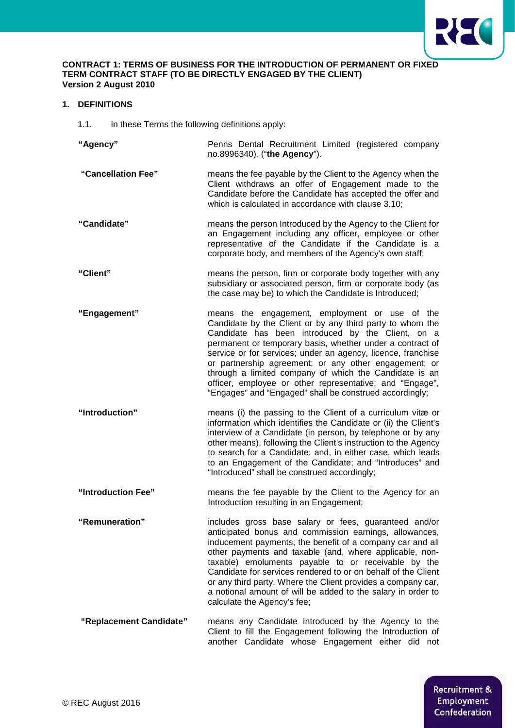**CONTRACT 1: TERMS OF BUSINESS FOR THE INTRODUCTION OF PERMANENT OR FIXED TERM CONTRACT STAFF (TO BE DIRECTLY ENGAGED BY THE CLIENT)**
**Version 2 August 2010**

## 1. DEFINITIONS

1.1. In these Terms the following definitions apply:

| | |
|---|---|
| **"Agency"** | Penns Dental Recruitment Limited (registered company no.8996340). ("**the Agency**"). |
| **"Cancellation Fee"** | means the fee payable by the Client to the Agency when the Client withdraws an offer of Engagement made to the Candidate before the Candidate has accepted the offer and which is calculated in accordance with clause 3.10; |
| **"Candidate"** | means the person Introduced by the Agency to the Client for an Engagement including any officer, employee or other representative of the Candidate if the Candidate is a corporate body, and members of the Agency's own staff; |
| **"Client"** | means the person, firm or corporate body together with any subsidiary or associated person, firm or corporate body (as the case may be) to which the Candidate is Introduced; |
| **"Engagement"** | means the engagement, employment or use of the Candidate by the Client or by any third party to whom the Candidate has been introduced by the Client, on a permanent or temporary basis, whether under a contract of service or for services; under an agency, licence, franchise or partnership agreement; or any other engagement; or through a limited company of which the Candidate is an officer, employee or other representative; and "Engage", "Engages" and "Engaged" shall be construed accordingly; |
| **"Introduction"** | means (i) the passing to the Client of a curriculum vitæ or information which identifies the Candidate or (ii) the Client's interview of a Candidate (in person, by telephone or by any other means), following the Client's instruction to the Agency to search for a Candidate; and, in either case, which leads to an Engagement of the Candidate; and "Introduces" and "Introduced" shall be construed accordingly; |
| **"Introduction Fee"** | means the fee payable by the Client to the Agency for an Introduction resulting in an Engagement; |
| **"Remuneration"** | includes gross base salary or fees, guaranteed and/or anticipated bonus and commission earnings, allowances, inducement payments, the benefit of a company car and all other payments and taxable (and, where applicable, non-taxable) emoluments payable to or receivable by the Candidate for services rendered to or on behalf of the Client or any third party. Where the Client provides a company car, a notional amount of will be added to the salary in order to calculate the Agency's fee; |
| **"Replacement Candidate"** | means any Candidate Introduced by the Agency to the Client to fill the Engagement following the Introduction of another Candidate whose Engagement either did not |

© REC August 2016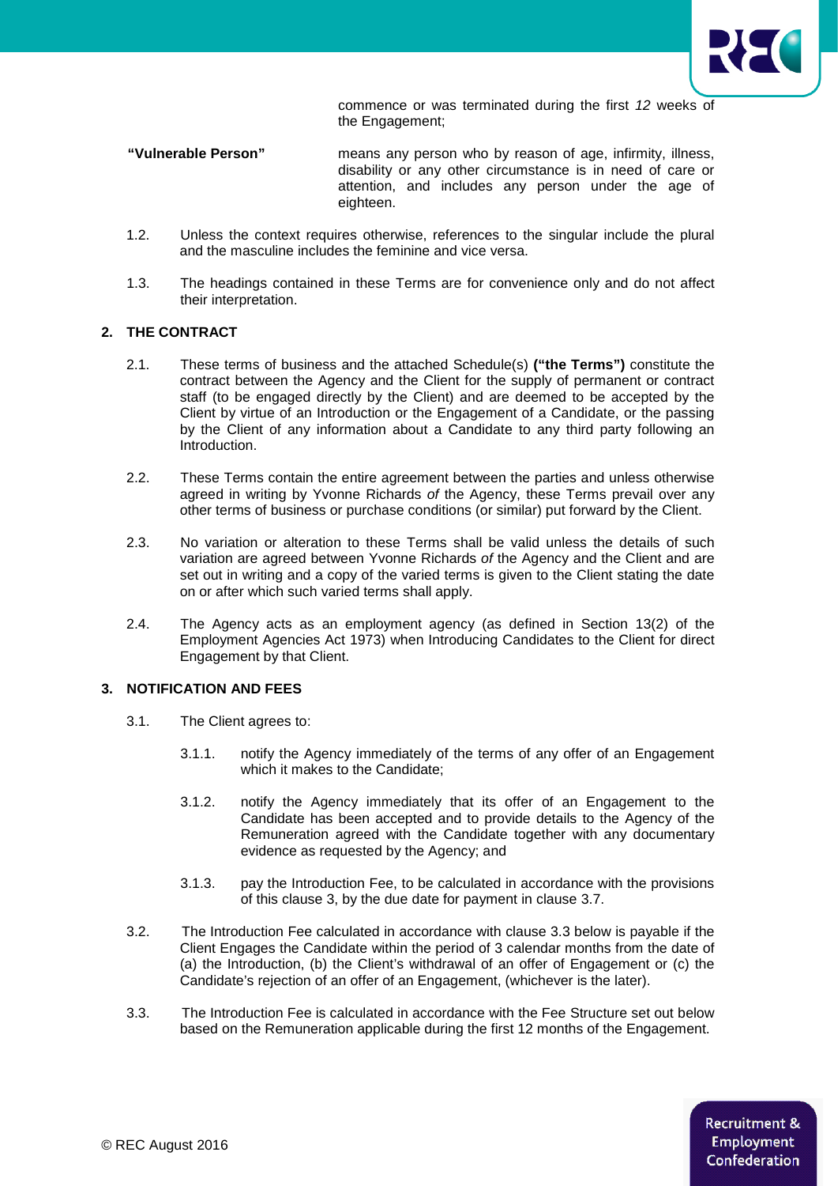commence or was terminated during the first *12* weeks of the Engagement;

**"Vulnerable Person"** means any person who by reason of age, infirmity, illness, disability or any other circumstance is in need of care or attention, and includes any person under the age of eighteen.

1.2. Unless the context requires otherwise, references to the singular include the plural and the masculine includes the feminine and vice versa.

1.3. The headings contained in these Terms are for convenience only and do not affect their interpretation.

## 2. THE CONTRACT

2.1. These terms of business and the attached Schedule(s) **("the Terms")** constitute the contract between the Agency and the Client for the supply of permanent or contract staff (to be engaged directly by the Client) and are deemed to be accepted by the Client by virtue of an Introduction or the Engagement of a Candidate, or the passing by the Client of any information about a Candidate to any third party following an Introduction.

2.2. These Terms contain the entire agreement between the parties and unless otherwise agreed in writing by Yvonne Richards *of* the Agency, these Terms prevail over any other terms of business or purchase conditions (or similar) put forward by the Client.

2.3. No variation or alteration to these Terms shall be valid unless the details of such variation are agreed between Yvonne Richards *of* the Agency and the Client and are set out in writing and a copy of the varied terms is given to the Client stating the date on or after which such varied terms shall apply.

2.4. The Agency acts as an employment agency (as defined in Section 13(2) of the Employment Agencies Act 1973) when Introducing Candidates to the Client for direct Engagement by that Client.

## 3. NOTIFICATION AND FEES

3.1. The Client agrees to:

3.1.1. notify the Agency immediately of the terms of any offer of an Engagement which it makes to the Candidate;

3.1.2. notify the Agency immediately that its offer of an Engagement to the Candidate has been accepted and to provide details to the Agency of the Remuneration agreed with the Candidate together with any documentary evidence as requested by the Agency; and

3.1.3. pay the Introduction Fee, to be calculated in accordance with the provisions of this clause 3, by the due date for payment in clause 3.7.

3.2. The Introduction Fee calculated in accordance with clause 3.3 below is payable if the Client Engages the Candidate within the period of 3 calendar months from the date of (a) the Introduction, (b) the Client's withdrawal of an offer of Engagement or (c) the Candidate's rejection of an offer of an Engagement, (whichever is the later).

3.3. The Introduction Fee is calculated in accordance with the Fee Structure set out below based on the Remuneration applicable during the first 12 months of the Engagement.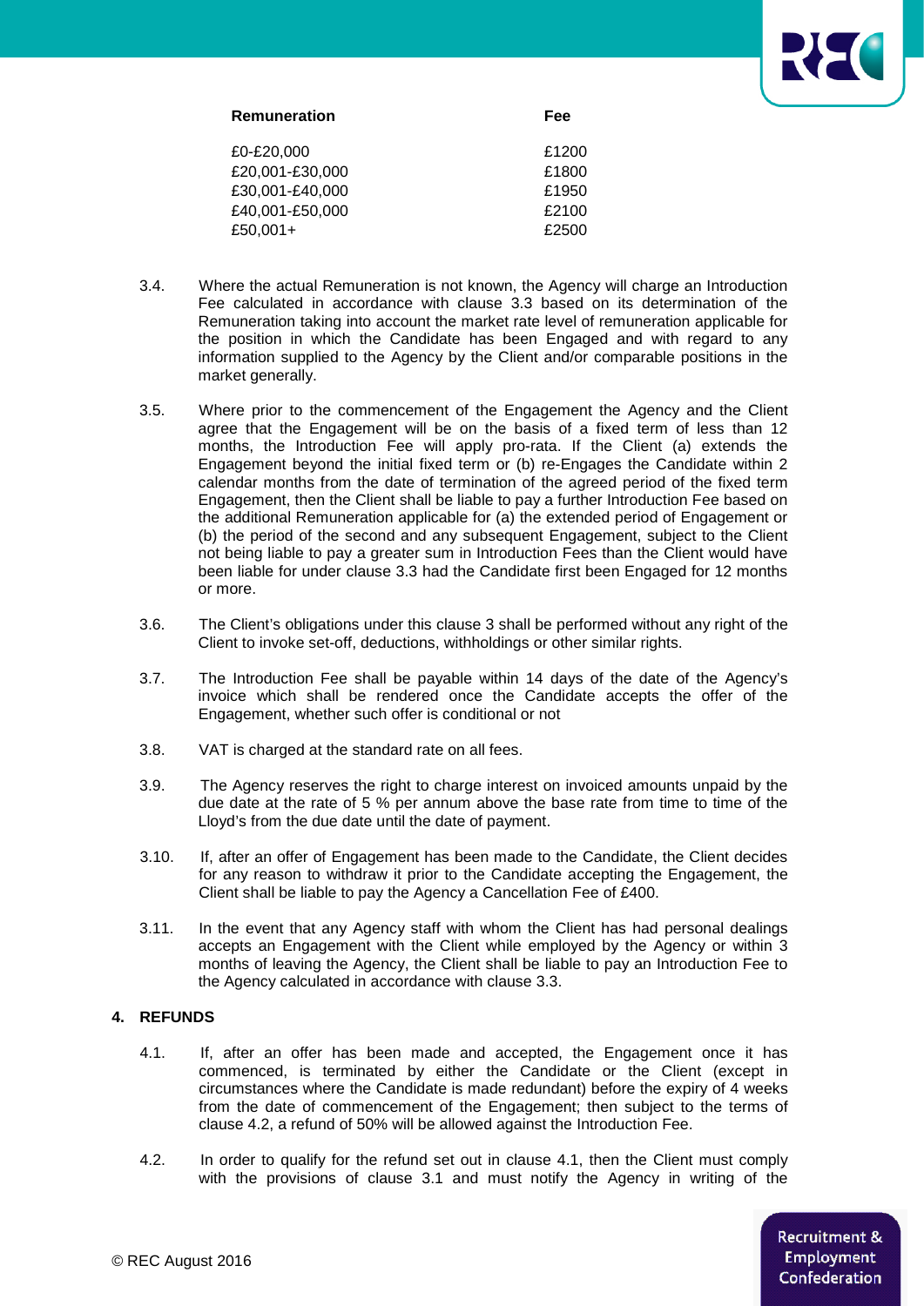| Remuneration | Fee |
|---|---|
| £0-£20,000 | £1200 |
| £20,001-£30,000 | £1800 |
| £30,001-£40,000 | £1950 |
| £40,001-£50,000 | £2100 |
| £50,001+ | £2500 |

3.4. Where the actual Remuneration is not known, the Agency will charge an Introduction Fee calculated in accordance with clause 3.3 based on its determination of the Remuneration taking into account the market rate level of remuneration applicable for the position in which the Candidate has been Engaged and with regard to any information supplied to the Agency by the Client and/or comparable positions in the market generally.

3.5. Where prior to the commencement of the Engagement the Agency and the Client agree that the Engagement will be on the basis of a fixed term of less than 12 months, the Introduction Fee will apply pro-rata. If the Client (a) extends the Engagement beyond the initial fixed term or (b) re-Engages the Candidate within 2 calendar months from the date of termination of the agreed period of the fixed term Engagement, then the Client shall be liable to pay a further Introduction Fee based on the additional Remuneration applicable for (a) the extended period of Engagement or (b) the period of the second and any subsequent Engagement, subject to the Client not being liable to pay a greater sum in Introduction Fees than the Client would have been liable for under clause 3.3 had the Candidate first been Engaged for 12 months or more.

3.6. The Client's obligations under this clause 3 shall be performed without any right of the Client to invoke set-off, deductions, withholdings or other similar rights.

3.7. The Introduction Fee shall be payable within 14 days of the date of the Agency's invoice which shall be rendered once the Candidate accepts the offer of the Engagement, whether such offer is conditional or not

3.8. VAT is charged at the standard rate on all fees.

3.9. The Agency reserves the right to charge interest on invoiced amounts unpaid by the due date at the rate of 5 % per annum above the base rate from time to time of the Lloyd's from the due date until the date of payment.

3.10. If, after an offer of Engagement has been made to the Candidate, the Client decides for any reason to withdraw it prior to the Candidate accepting the Engagement, the Client shall be liable to pay the Agency a Cancellation Fee of £400.

3.11. In the event that any Agency staff with whom the Client has had personal dealings accepts an Engagement with the Client while employed by the Agency or within 3 months of leaving the Agency, the Client shall be liable to pay an Introduction Fee to the Agency calculated in accordance with clause 3.3.

## 4. REFUNDS

4.1. If, after an offer has been made and accepted, the Engagement once it has commenced, is terminated by either the Candidate or the Client (except in circumstances where the Candidate is made redundant) before the expiry of 4 weeks from the date of commencement of the Engagement; then subject to the terms of clause 4.2, a refund of 50% will be allowed against the Introduction Fee.

4.2. In order to qualify for the refund set out in clause 4.1, then the Client must comply with the provisions of clause 3.1 and must notify the Agency in writing of the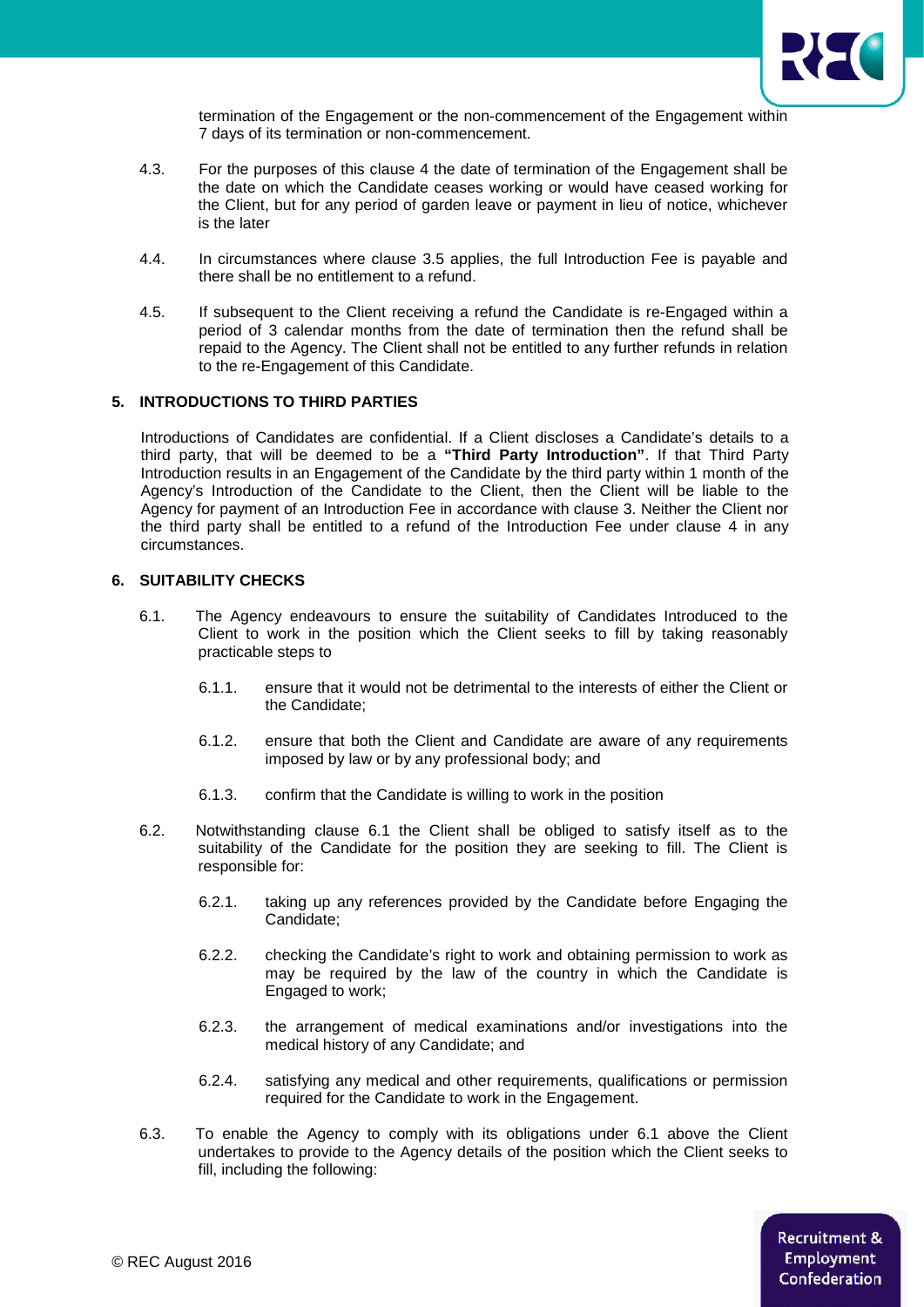termination of the Engagement or the non-commencement of the Engagement within 7 days of its termination or non-commencement.

4.3. For the purposes of this clause 4 the date of termination of the Engagement shall be the date on which the Candidate ceases working or would have ceased working for the Client, but for any period of garden leave or payment in lieu of notice, whichever is the later

4.4. In circumstances where clause 3.5 applies, the full Introduction Fee is payable and there shall be no entitlement to a refund.

4.5. If subsequent to the Client receiving a refund the Candidate is re-Engaged within a period of 3 calendar months from the date of termination then the refund shall be repaid to the Agency. The Client shall not be entitled to any further refunds in relation to the re-Engagement of this Candidate.

## 5. INTRODUCTIONS TO THIRD PARTIES

Introductions of Candidates are confidential. If a Client discloses a Candidate's details to a third party, that will be deemed to be a **"Third Party Introduction"**. If that Third Party Introduction results in an Engagement of the Candidate by the third party within 1 month of the Agency's Introduction of the Candidate to the Client, then the Client will be liable to the Agency for payment of an Introduction Fee in accordance with clause 3. Neither the Client nor the third party shall be entitled to a refund of the Introduction Fee under clause 4 in any circumstances.

## 6. SUITABILITY CHECKS

6.1. The Agency endeavours to ensure the suitability of Candidates Introduced to the Client to work in the position which the Client seeks to fill by taking reasonably practicable steps to

6.1.1. ensure that it would not be detrimental to the interests of either the Client or the Candidate;

6.1.2. ensure that both the Client and Candidate are aware of any requirements imposed by law or by any professional body; and

6.1.3. confirm that the Candidate is willing to work in the position

6.2. Notwithstanding clause 6.1 the Client shall be obliged to satisfy itself as to the suitability of the Candidate for the position they are seeking to fill. The Client is responsible for:

6.2.1. taking up any references provided by the Candidate before Engaging the Candidate;

6.2.2. checking the Candidate's right to work and obtaining permission to work as may be required by the law of the country in which the Candidate is Engaged to work;

6.2.3. the arrangement of medical examinations and/or investigations into the medical history of any Candidate; and

6.2.4. satisfying any medical and other requirements, qualifications or permission required for the Candidate to work in the Engagement.

6.3. To enable the Agency to comply with its obligations under 6.1 above the Client undertakes to provide to the Agency details of the position which the Client seeks to fill, including the following: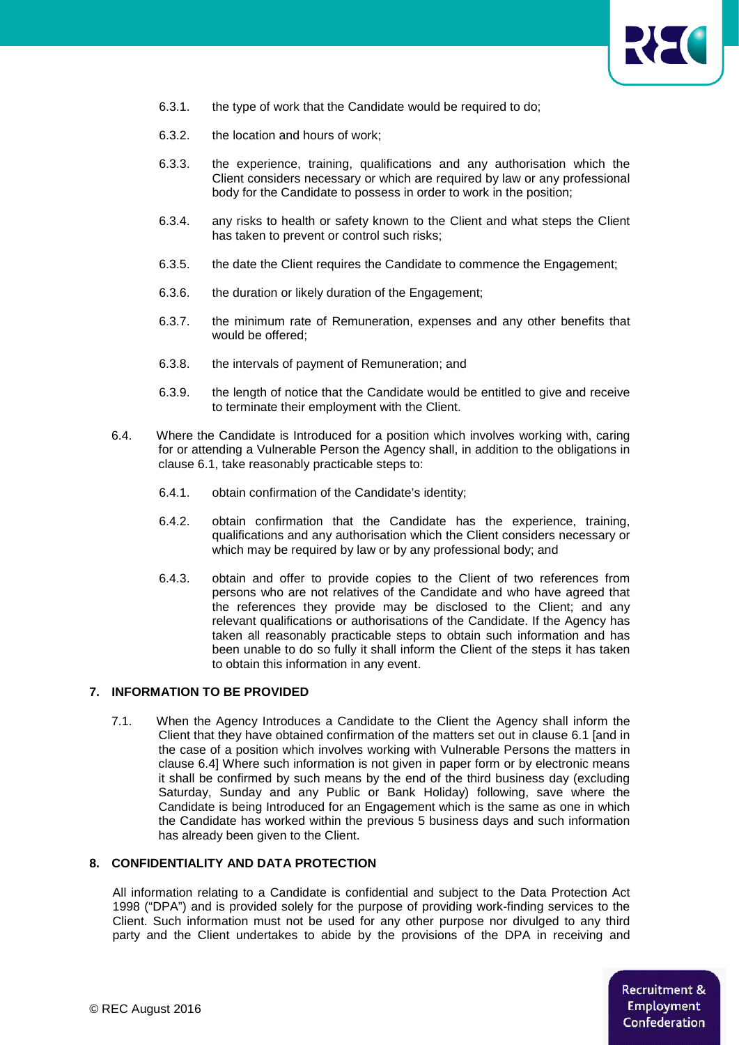6.3.1. the type of work that the Candidate would be required to do;

6.3.2. the location and hours of work;

6.3.3. the experience, training, qualifications and any authorisation which the Client considers necessary or which are required by law or any professional body for the Candidate to possess in order to work in the position;

6.3.4. any risks to health or safety known to the Client and what steps the Client has taken to prevent or control such risks;

6.3.5. the date the Client requires the Candidate to commence the Engagement;

6.3.6. the duration or likely duration of the Engagement;

6.3.7. the minimum rate of Remuneration, expenses and any other benefits that would be offered;

6.3.8. the intervals of payment of Remuneration; and

6.3.9. the length of notice that the Candidate would be entitled to give and receive to terminate their employment with the Client.

6.4. Where the Candidate is Introduced for a position which involves working with, caring for or attending a Vulnerable Person the Agency shall, in addition to the obligations in clause 6.1, take reasonably practicable steps to:

6.4.1. obtain confirmation of the Candidate's identity;

6.4.2. obtain confirmation that the Candidate has the experience, training, qualifications and any authorisation which the Client considers necessary or which may be required by law or by any professional body; and

6.4.3. obtain and offer to provide copies to the Client of two references from persons who are not relatives of the Candidate and who have agreed that the references they provide may be disclosed to the Client; and any relevant qualifications or authorisations of the Candidate. If the Agency has taken all reasonably practicable steps to obtain such information and has been unable to do so fully it shall inform the Client of the steps it has taken to obtain this information in any event.

**7. INFORMATION TO BE PROVIDED**

7.1. When the Agency Introduces a Candidate to the Client the Agency shall inform the Client that they have obtained confirmation of the matters set out in clause 6.1 [and in the case of a position which involves working with Vulnerable Persons the matters in clause 6.4] Where such information is not given in paper form or by electronic means it shall be confirmed by such means by the end of the third business day (excluding Saturday, Sunday and any Public or Bank Holiday) following, save where the Candidate is being Introduced for an Engagement which is the same as one in which the Candidate has worked within the previous 5 business days and such information has already been given to the Client.

**8. CONFIDENTIALITY AND DATA PROTECTION**

All information relating to a Candidate is confidential and subject to the Data Protection Act 1998 ("DPA") and is provided solely for the purpose of providing work-finding services to the Client. Such information must not be used for any other purpose nor divulged to any third party and the Client undertakes to abide by the provisions of the DPA in receiving and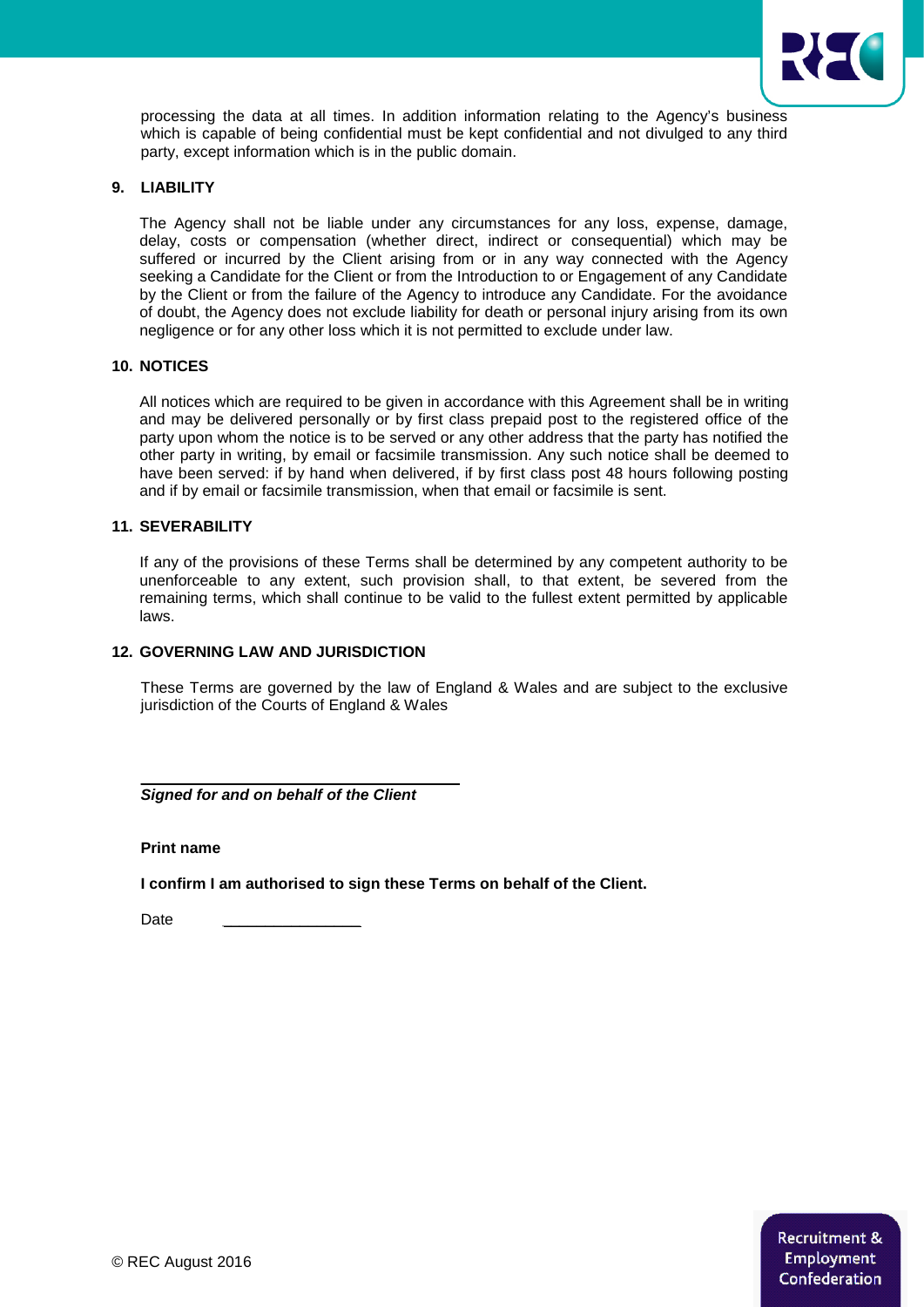processing the data at all times. In addition information relating to the Agency's business which is capable of being confidential must be kept confidential and not divulged to any third party, except information which is in the public domain.

## 9. LIABILITY

The Agency shall not be liable under any circumstances for any loss, expense, damage, delay, costs or compensation (whether direct, indirect or consequential) which may be suffered or incurred by the Client arising from or in any way connected with the Agency seeking a Candidate for the Client or from the Introduction to or Engagement of any Candidate by the Client or from the failure of the Agency to introduce any Candidate. For the avoidance of doubt, the Agency does not exclude liability for death or personal injury arising from its own negligence or for any other loss which it is not permitted to exclude under law.

## 10. NOTICES

All notices which are required to be given in accordance with this Agreement shall be in writing and may be delivered personally or by first class prepaid post to the registered office of the party upon whom the notice is to be served or any other address that the party has notified the other party in writing, by email or facsimile transmission. Any such notice shall be deemed to have been served: if by hand when delivered, if by first class post 48 hours following posting and if by email or facsimile transmission, when that email or facsimile is sent.

## 11. SEVERABILITY

If any of the provisions of these Terms shall be determined by any competent authority to be unenforceable to any extent, such provision shall, to that extent, be severed from the remaining terms, which shall continue to be valid to the fullest extent permitted by applicable laws.

## 12. GOVERNING LAW AND JURISDICTION

These Terms are governed by the law of England & Wales and are subject to the exclusive jurisdiction of the Courts of England & Wales

\_\_\_\_\_\_\_\_\_\_\_\_\_\_\_\_\_\_\_\_\_\_\_\_\_\_\_\_\_\_\_\_\_\_\_\_

***Signed for and on behalf of the Client***

**Print name**

**I confirm I am authorised to sign these Terms on behalf of the Client.**

Date ________________

© REC August 2016